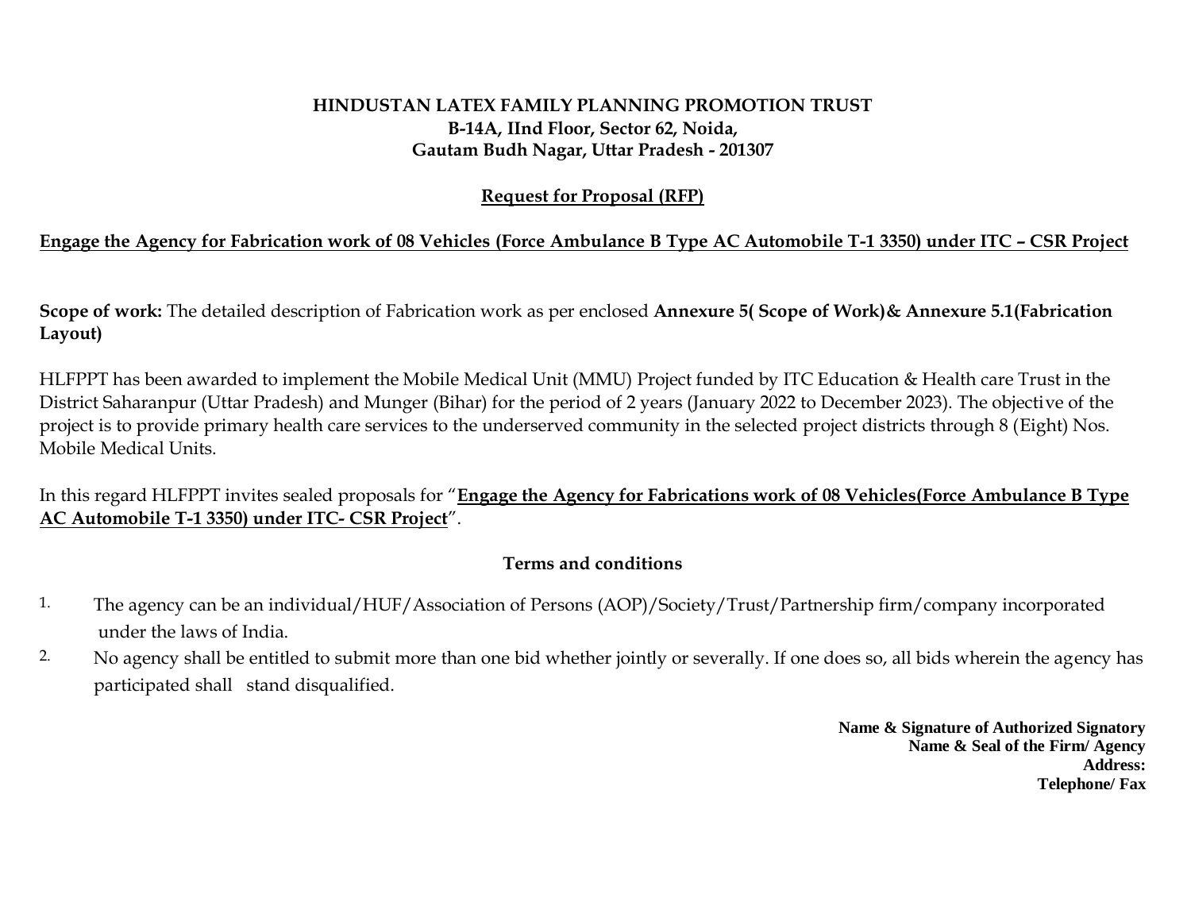**HINDUSTAN LATEX FAMILY PLANNING PROMOTION TRUST**
**B-14A, IInd Floor, Sector 62, Noida,**
**Gautam Budh Nagar, Uttar Pradesh - 201307**

**Request for Proposal (RFP)**

**Engage the Agency for Fabrication work of 08 Vehicles (Force Ambulance B Type AC Automobile T-1 3350) under ITC – CSR Project**

**Scope of work:** The detailed description of Fabrication work as per enclosed **Annexure 5( Scope of Work)& Annexure 5.1(Fabrication Layout)**

HLFPPT has been awarded to implement the Mobile Medical Unit (MMU) Project funded by ITC Education & Health care Trust in the District Saharanpur (Uttar Pradesh) and Munger (Bihar) for the period of 2 years (January 2022 to December 2023). The objective of the project is to provide primary health care services to the underserved community in the selected project districts through 8 (Eight) Nos. Mobile Medical Units.

In this regard HLFPPT invites sealed proposals for "**Engage the Agency for Fabrications work of 08 Vehicles(Force Ambulance B Type AC Automobile T-1 3350) under ITC- CSR Project**".

**Terms and conditions**

1. The agency can be an individual/HUF/Association of Persons (AOP)/Society/Trust/Partnership firm/company incorporated under the laws of India.
2. No agency shall be entitled to submit more than one bid whether jointly or severally. If one does so, all bids wherein the agency has participated shall stand disqualified.

**Name & Signature of Authorized Signatory**
**Name & Seal of the Firm/ Agency**
**Address:**
**Telephone/ Fax**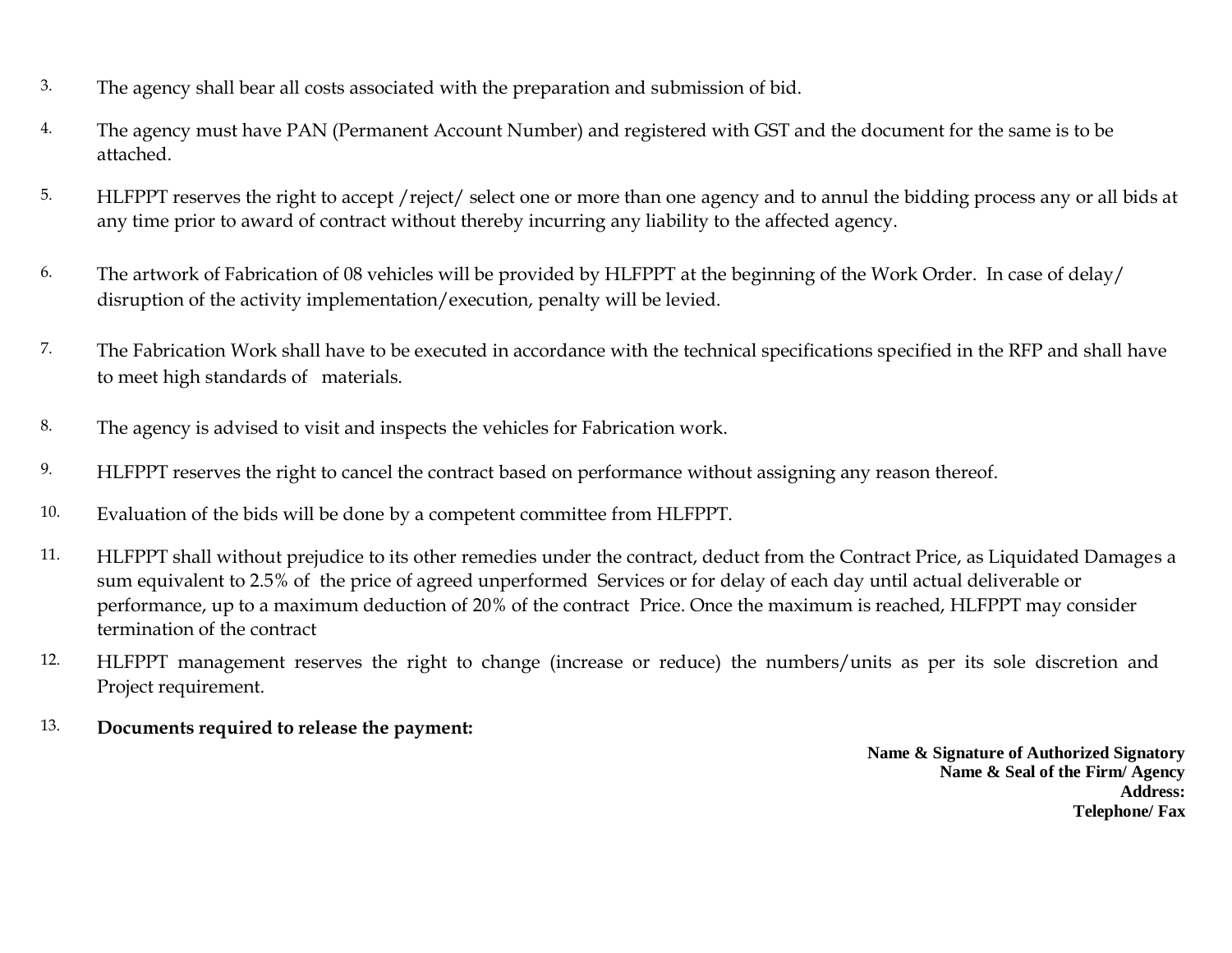3. The agency shall bear all costs associated with the preparation and submission of bid.

4. The agency must have PAN (Permanent Account Number) and registered with GST and the document for the same is to be attached.

5. HLFPPT reserves the right to accept /reject/ select one or more than one agency and to annul the bidding process any or all bids at any time prior to award of contract without thereby incurring any liability to the affected agency.

6. The artwork of Fabrication of 08 vehicles will be provided by HLFPPT at the beginning of the Work Order. In case of delay/ disruption of the activity implementation/execution, penalty will be levied.

7. The Fabrication Work shall have to be executed in accordance with the technical specifications specified in the RFP and shall have to meet high standards of materials.

8. The agency is advised to visit and inspects the vehicles for Fabrication work.

9. HLFPPT reserves the right to cancel the contract based on performance without assigning any reason thereof.

10. Evaluation of the bids will be done by a competent committee from HLFPPT.

11. HLFPPT shall without prejudice to its other remedies under the contract, deduct from the Contract Price, as Liquidated Damages a sum equivalent to 2.5% of the price of agreed unperformed Services or for delay of each day until actual deliverable or performance, up to a maximum deduction of 20% of the contract Price. Once the maximum is reached, HLFPPT may consider termination of the contract

12. HLFPPT management reserves the right to change (increase or reduce) the numbers/units as per its sole discretion and Project requirement.

13. **Documents required to release the payment:**

**Name & Signature of Authorized Signatory**
**Name & Seal of the Firm/ Agency**
**Address:**
**Telephone/ Fax**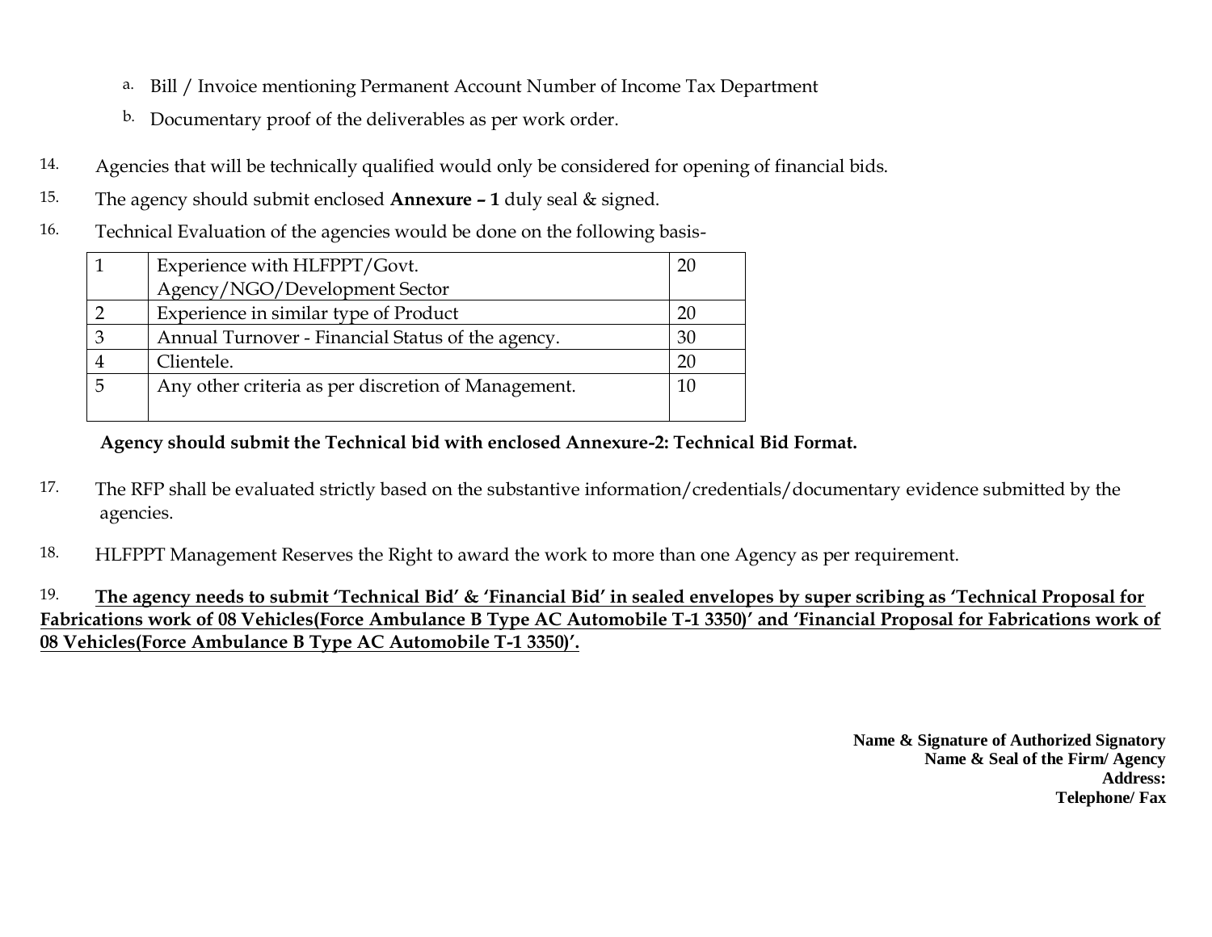a. Bill / Invoice mentioning Permanent Account Number of Income Tax Department

b. Documentary proof of the deliverables as per work order.

14. Agencies that will be technically qualified would only be considered for opening of financial bids.

15. The agency should submit enclosed **Annexure – 1** duly seal & signed.

16. Technical Evaluation of the agencies would be done on the following basis-

| | | |
|---|---|---|
| 1 | Experience with HLFPPT/Govt. Agency/NGO/Development Sector | 20 |
| 2 | Experience in similar type of Product | 20 |
| 3 | Annual Turnover - Financial Status of the agency. | 30 |
| 4 | Clientele. | 20 |
| 5 | Any other criteria as per discretion of Management. | 10 |

**Agency should submit the Technical bid with enclosed Annexure-2: Technical Bid Format.**

17. The RFP shall be evaluated strictly based on the substantive information/credentials/documentary evidence submitted by the agencies.

18. HLFPPT Management Reserves the Right to award the work to more than one Agency as per requirement.

19. **The agency needs to submit 'Technical Bid' & 'Financial Bid' in sealed envelopes by super scribing as 'Technical Proposal for Fabrications work of 08 Vehicles(Force Ambulance B Type AC Automobile T-1 3350)' and 'Financial Proposal for Fabrications work of 08 Vehicles(Force Ambulance B Type AC Automobile T-1 3350)'.**

**Name & Signature of Authorized Signatory**
**Name & Seal of the Firm/ Agency**
**Address:**
**Telephone/ Fax**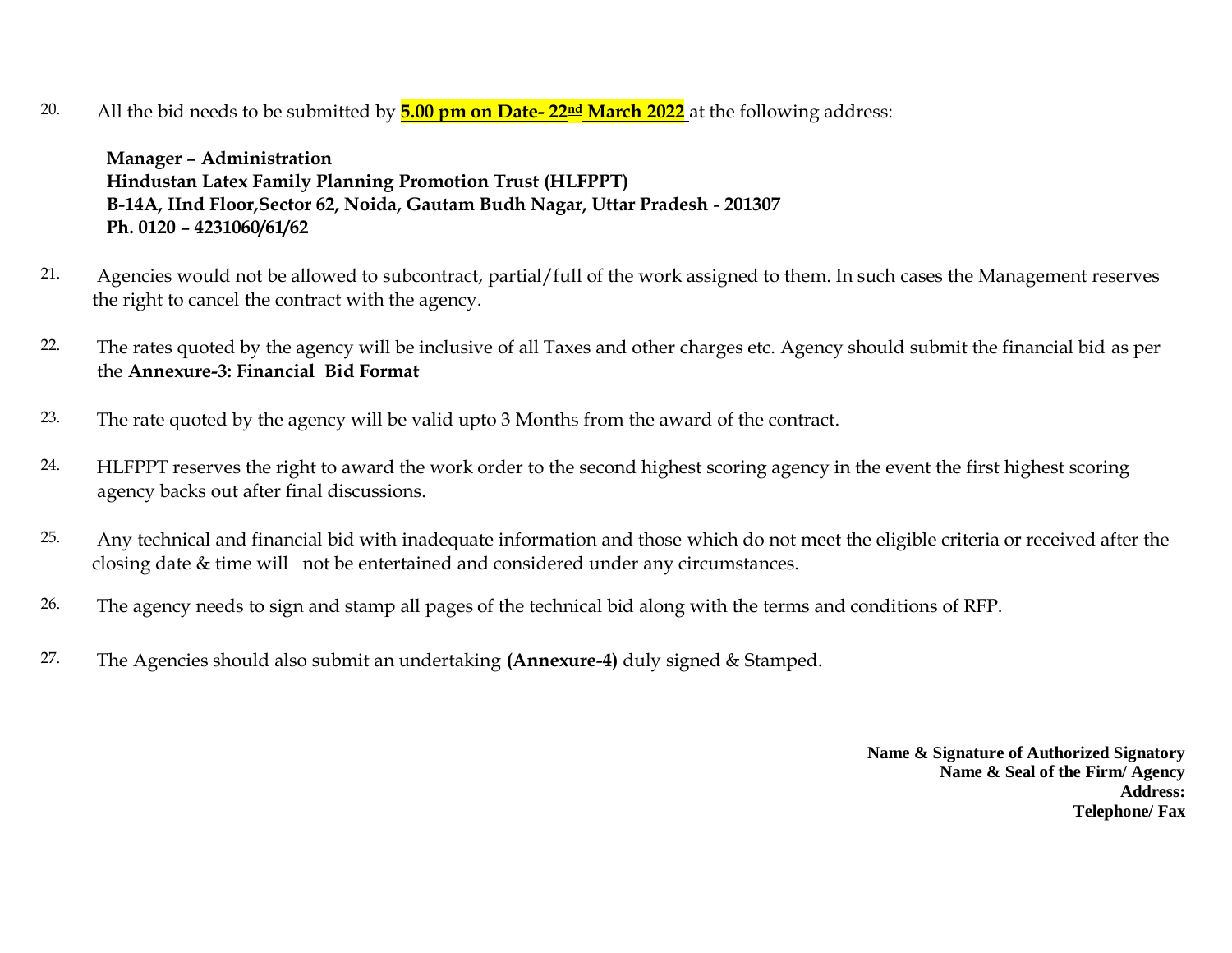20. All the bid needs to be submitted by **5.00 pm on Date- 22nd March 2022** at the following address:

    **Manager – Administration**
    **Hindustan Latex Family Planning Promotion Trust (HLFPPT)**
    **B-14A, IInd Floor,Sector 62, Noida, Gautam Budh Nagar, Uttar Pradesh - 201307**
    **Ph. 0120 – 4231060/61/62**

21. Agencies would not be allowed to subcontract, partial/full of the work assigned to them. In such cases the Management reserves the right to cancel the contract with the agency.

22. The rates quoted by the agency will be inclusive of all Taxes and other charges etc. Agency should submit the financial bid as per the **Annexure-3: Financial Bid Format**

23. The rate quoted by the agency will be valid upto 3 Months from the award of the contract.

24. HLFPPT reserves the right to award the work order to the second highest scoring agency in the event the first highest scoring agency backs out after final discussions.

25. Any technical and financial bid with inadequate information and those which do not meet the eligible criteria or received after the closing date & time will not be entertained and considered under any circumstances.

26. The agency needs to sign and stamp all pages of the technical bid along with the terms and conditions of RFP.

27. The Agencies should also submit an undertaking **(Annexure-4)** duly signed & Stamped.

**Name & Signature of Authorized Signatory**
**Name & Seal of the Firm/ Agency**
**Address:**
**Telephone/ Fax**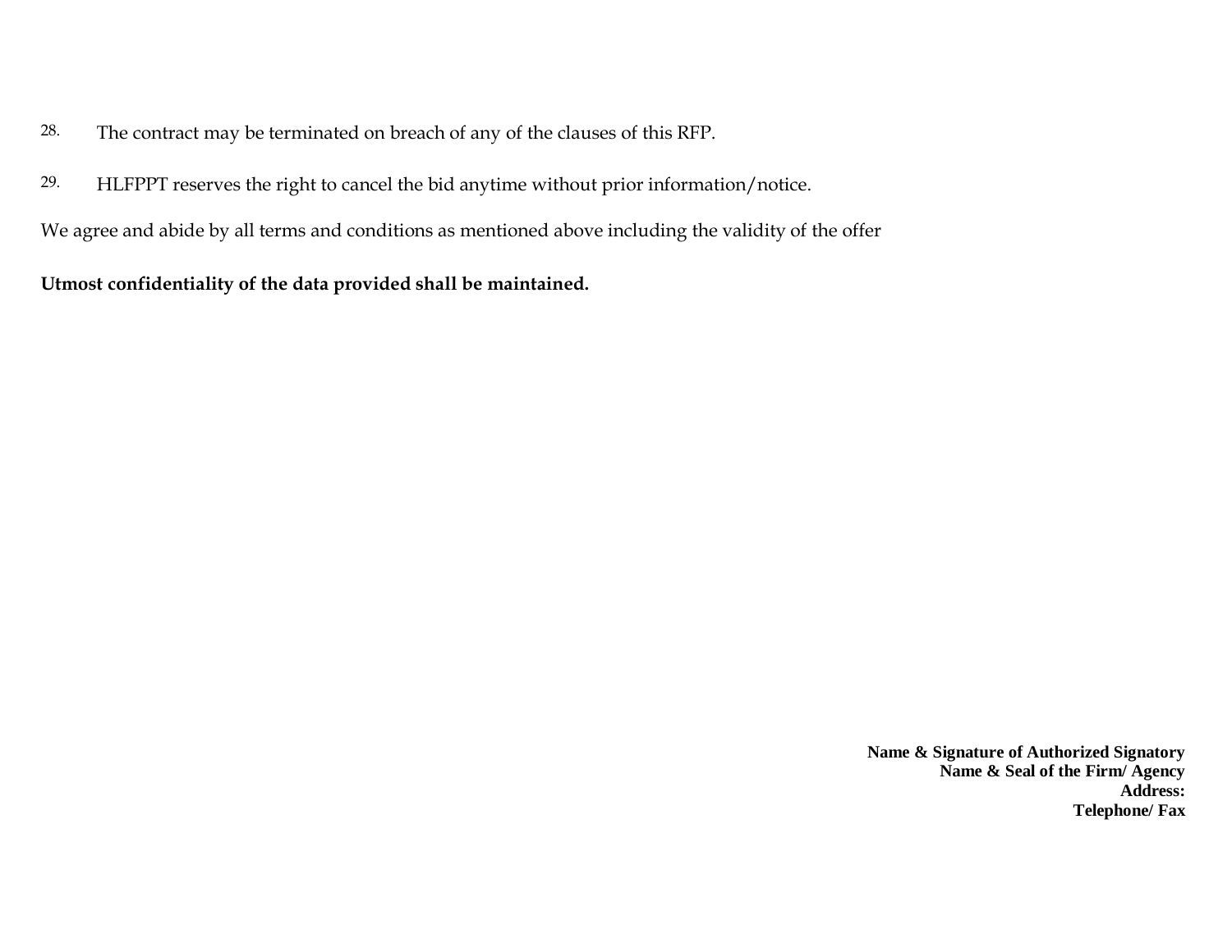28. The contract may be terminated on breach of any of the clauses of this RFP.

29. HLFPPT reserves the right to cancel the bid anytime without prior information/notice.

We agree and abide by all terms and conditions as mentioned above including the validity of the offer

**Utmost confidentiality of the data provided shall be maintained.**

**Name & Signature of Authorized Signatory**
**Name & Seal of the Firm/ Agency**
**Address:**
**Telephone/ Fax**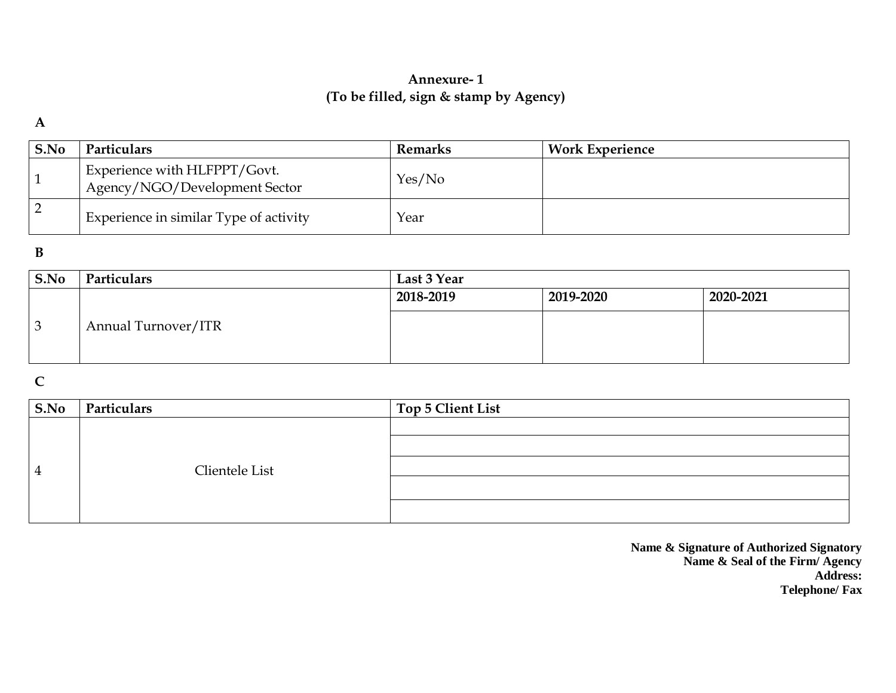**Annexure- 1**
**(To be filled, sign & stamp by Agency)**

**A**

| S.No | Particulars | Remarks | Work Experience |
|---|---|---|---|
| 1 | Experience with HLFPPT/Govt. Agency/NGO/Development Sector | Yes/No | |
| 2 | Experience in similar Type of activity | Year | |

**B**

| S.No | Particulars | Last 3 Year | | |
|---|---|---|---|---|
| | | 2018-2019 | 2019-2020 | 2020-2021 |
| 3 | Annual Turnover/ITR | | | |

**C**

| S.No | Particulars | Top 5 Client List |
|---|---|---|
| 4 | Clientele List | |
| | | |
| | | |
| | | |
| | | |

**Name & Signature of Authorized Signatory**
**Name & Seal of the Firm/ Agency**
**Address:**
**Telephone/ Fax**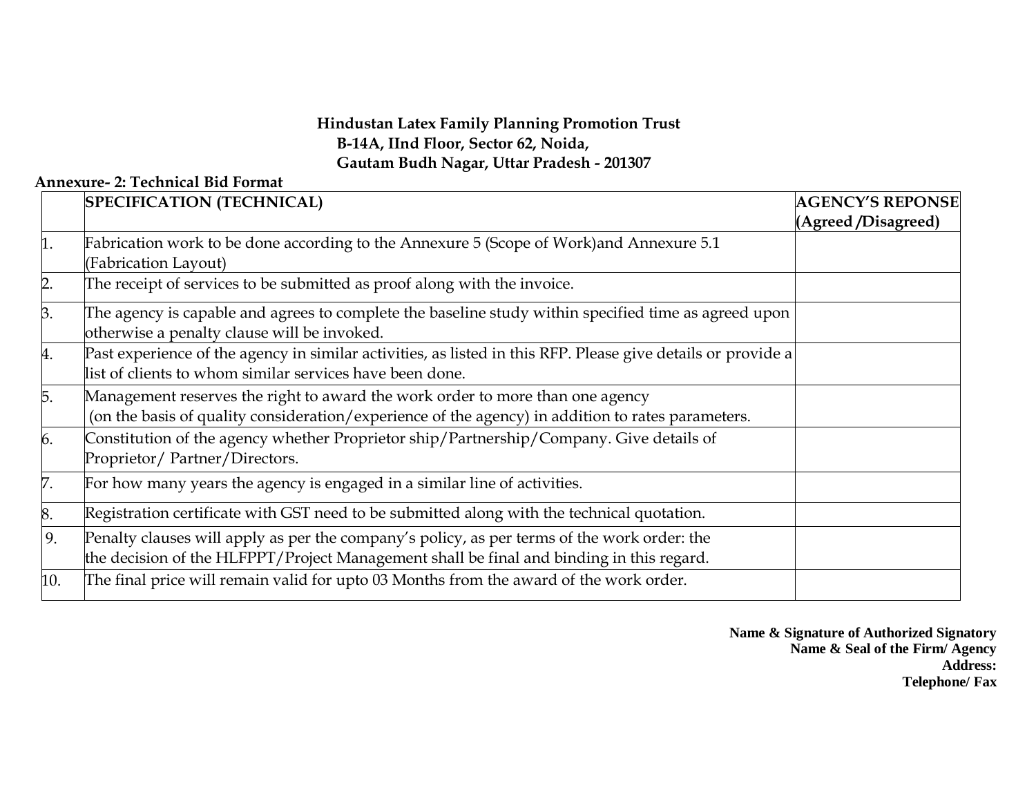**Hindustan Latex Family Planning Promotion Trust**
**B-14A, IInd Floor, Sector 62, Noida,**
**Gautam Budh Nagar, Uttar Pradesh - 201307**

**Annexure- 2: Technical Bid Format**

| | **SPECIFICATION (TECHNICAL)** | **AGENCY'S REPONSE (Agreed /Disagreed)** |
|---|---|---|
| 1. | Fabrication work to be done according to the Annexure 5 (Scope of Work)and Annexure 5.1 (Fabrication Layout) | |
| 2. | The receipt of services to be submitted as proof along with the invoice. | |
| 3. | The agency is capable and agrees to complete the baseline study within specified time as agreed upon otherwise a penalty clause will be invoked. | |
| 4. | Past experience of the agency in similar activities, as listed in this RFP. Please give details or provide a list of clients to whom similar services have been done. | |
| 5. | Management reserves the right to award the work order to more than one agency (on the basis of quality consideration/experience of the agency) in addition to rates parameters. | |
| 6. | Constitution of the agency whether Proprietor ship/Partnership/Company. Give details of Proprietor/ Partner/Directors. | |
| 7. | For how many years the agency is engaged in a similar line of activities. | |
| 8. | Registration certificate with GST need to be submitted along with the technical quotation. | |
| 9. | Penalty clauses will apply as per the company's policy, as per terms of the work order: the the decision of the HLFPPT/Project Management shall be final and binding in this regard. | |
| 10. | The final price will remain valid for upto 03 Months from the award of the work order. | |

**Name & Signature of Authorized Signatory**
**Name & Seal of the Firm/ Agency**
**Address:**
**Telephone/ Fax**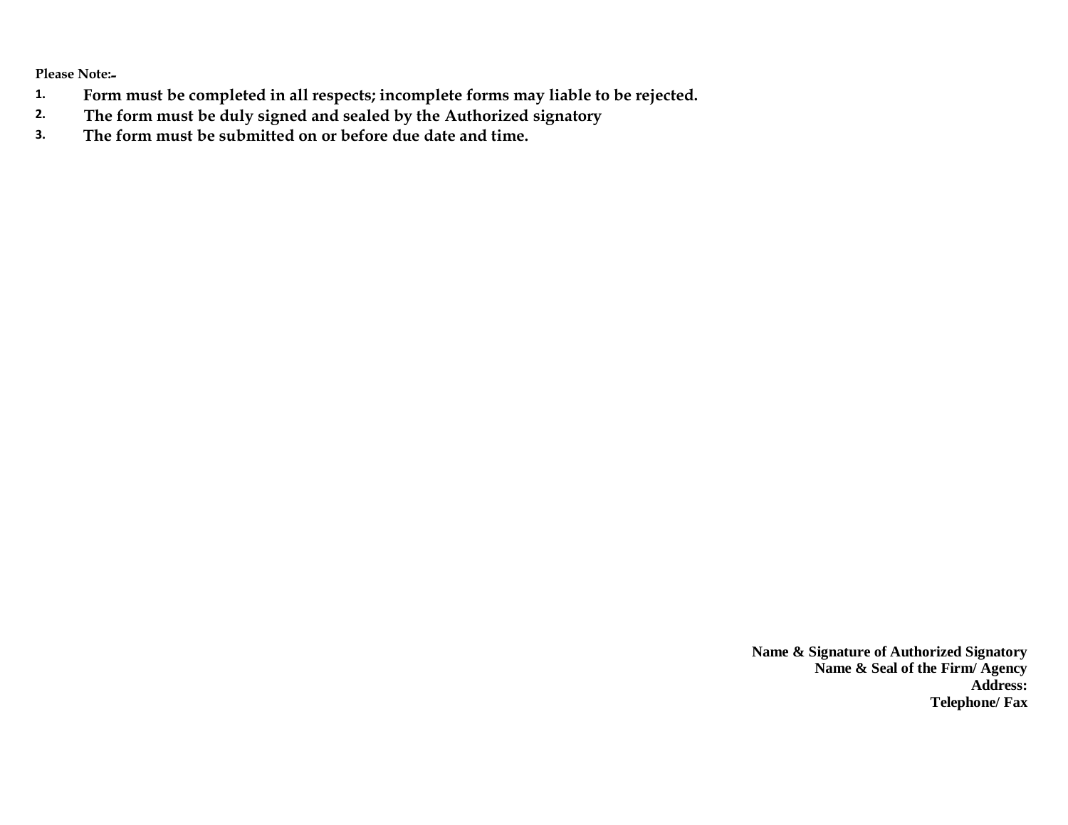**Please Note:-**

1. **Form must be completed in all respects; incomplete forms may liable to be rejected.**
2. **The form must be duly signed and sealed by the Authorized signatory**
3. **The form must be submitted on or before due date and time.**

**Name & Signature of Authorized Signatory**
**Name & Seal of the Firm/ Agency**
**Address:**
**Telephone/ Fax**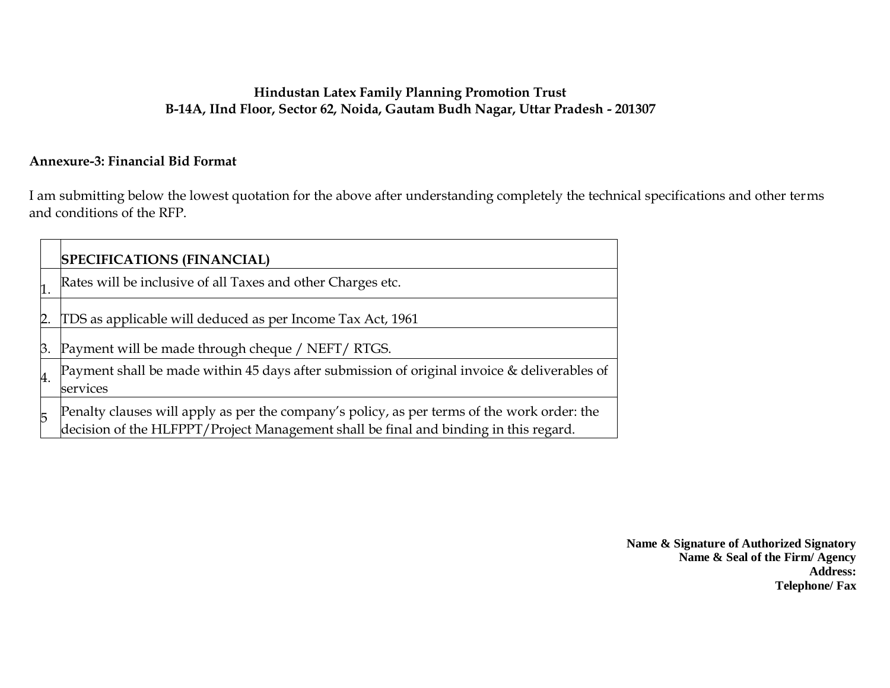**Hindustan Latex Family Planning Promotion Trust**
**B-14A, IInd Floor, Sector 62, Noida, Gautam Budh Nagar, Uttar Pradesh - 201307**

**Annexure-3: Financial Bid Format**

I am submitting below the lowest quotation for the above after understanding completely the technical specifications and other terms and conditions of the RFP.

| | **SPECIFICATIONS (FINANCIAL)** |
|---|---|
| 1. | Rates will be inclusive of all Taxes and other Charges etc. |
| 2. | TDS as applicable will deduced as per Income Tax Act, 1961 |
| 3. | Payment will be made through cheque / NEFT/ RTGS. |
| 4. | Payment shall be made within 45 days after submission of original invoice & deliverables of services |
| 5 | Penalty clauses will apply as per the company's policy, as per terms of the work order: the decision of the HLFPPT/Project Management shall be final and binding in this regard. |

**Name & Signature of Authorized Signatory**
**Name & Seal of the Firm/ Agency**
**Address:**
**Telephone/ Fax**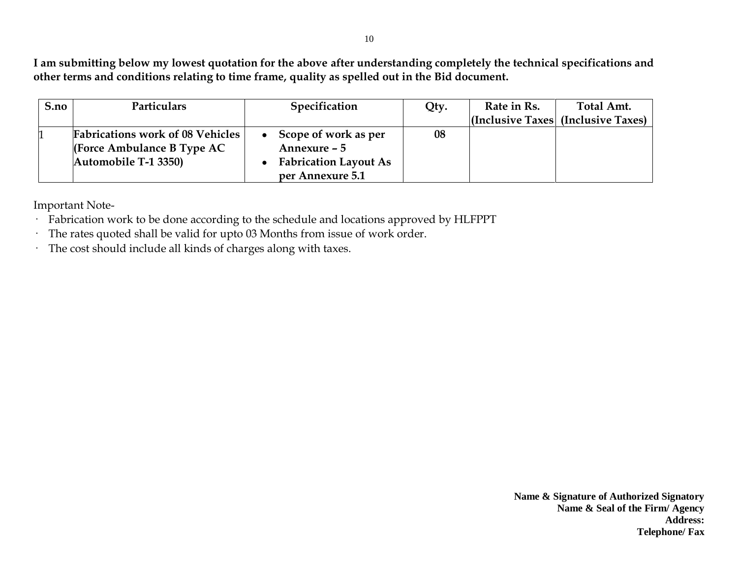**I am submitting below my lowest quotation for the above after understanding completely the technical specifications and other terms and conditions relating to time frame, quality as spelled out in the Bid document.**

| S.no | Particulars | Specification | Qty. | Rate in Rs. (Inclusive Taxes | Total Amt. (Inclusive Taxes) |
|---|---|---|---|---|---|
| 1 | **Fabrications work of 08 Vehicles (Force Ambulance B Type AC Automobile T-1 3350)** | • **Scope of work as per Annexure – 5**<br>• **Fabrication Layout As per Annexure 5.1** | **08** | | |

Important Note-

- Fabrication work to be done according to the schedule and locations approved by HLFPPT
- The rates quoted shall be valid for upto 03 Months from issue of work order.
- The cost should include all kinds of charges along with taxes.

**Name & Signature of Authorized Signatory**
**Name & Seal of the Firm/ Agency**
**Address:**
**Telephone/ Fax**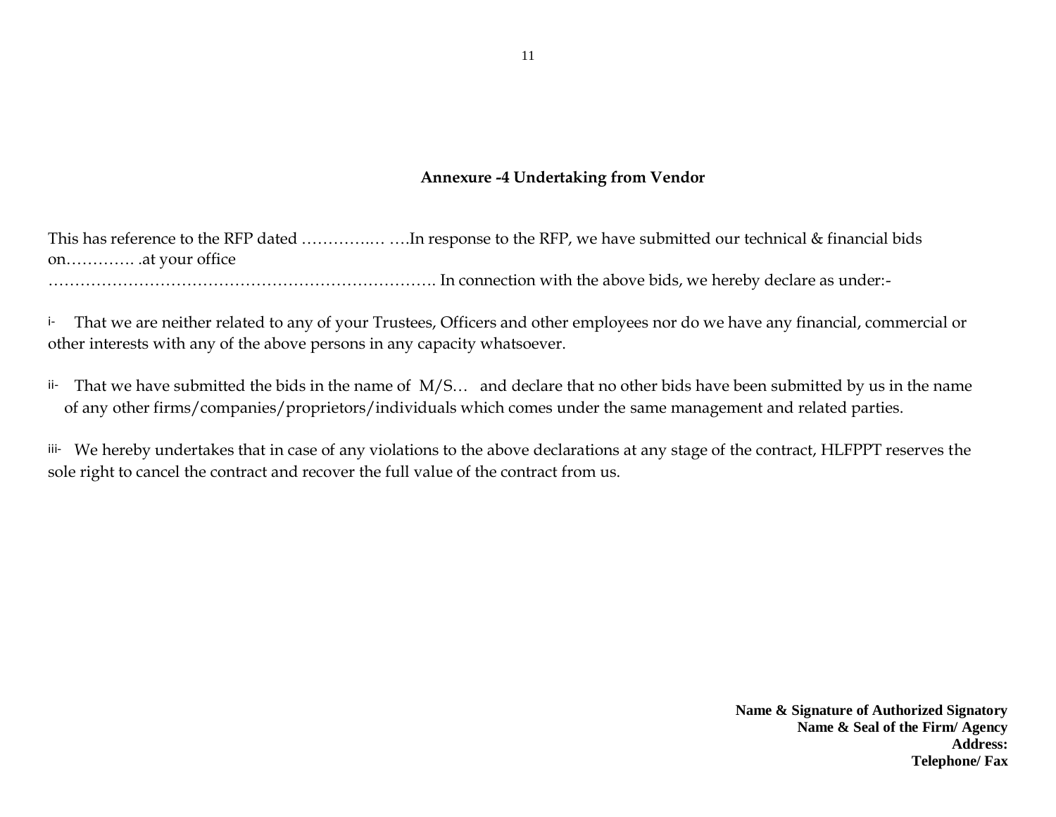## Annexure -4 Undertaking from Vendor

This has reference to the RFP dated …………..… ….In response to the RFP, we have submitted our technical & financial bids on…………. .at your office ………………………………………………………………. In connection with the above bids, we hereby declare as under:-

i- That we are neither related to any of your Trustees, Officers and other employees nor do we have any financial, commercial or other interests with any of the above persons in any capacity whatsoever.

ii- That we have submitted the bids in the name of M/S… and declare that no other bids have been submitted by us in the name of any other firms/companies/proprietors/individuals which comes under the same management and related parties.

iii- We hereby undertakes that in case of any violations to the above declarations at any stage of the contract, HLFPPT reserves the sole right to cancel the contract and recover the full value of the contract from us.

**Name & Signature of Authorized Signatory**
**Name & Seal of the Firm/ Agency**
**Address:**
**Telephone/ Fax**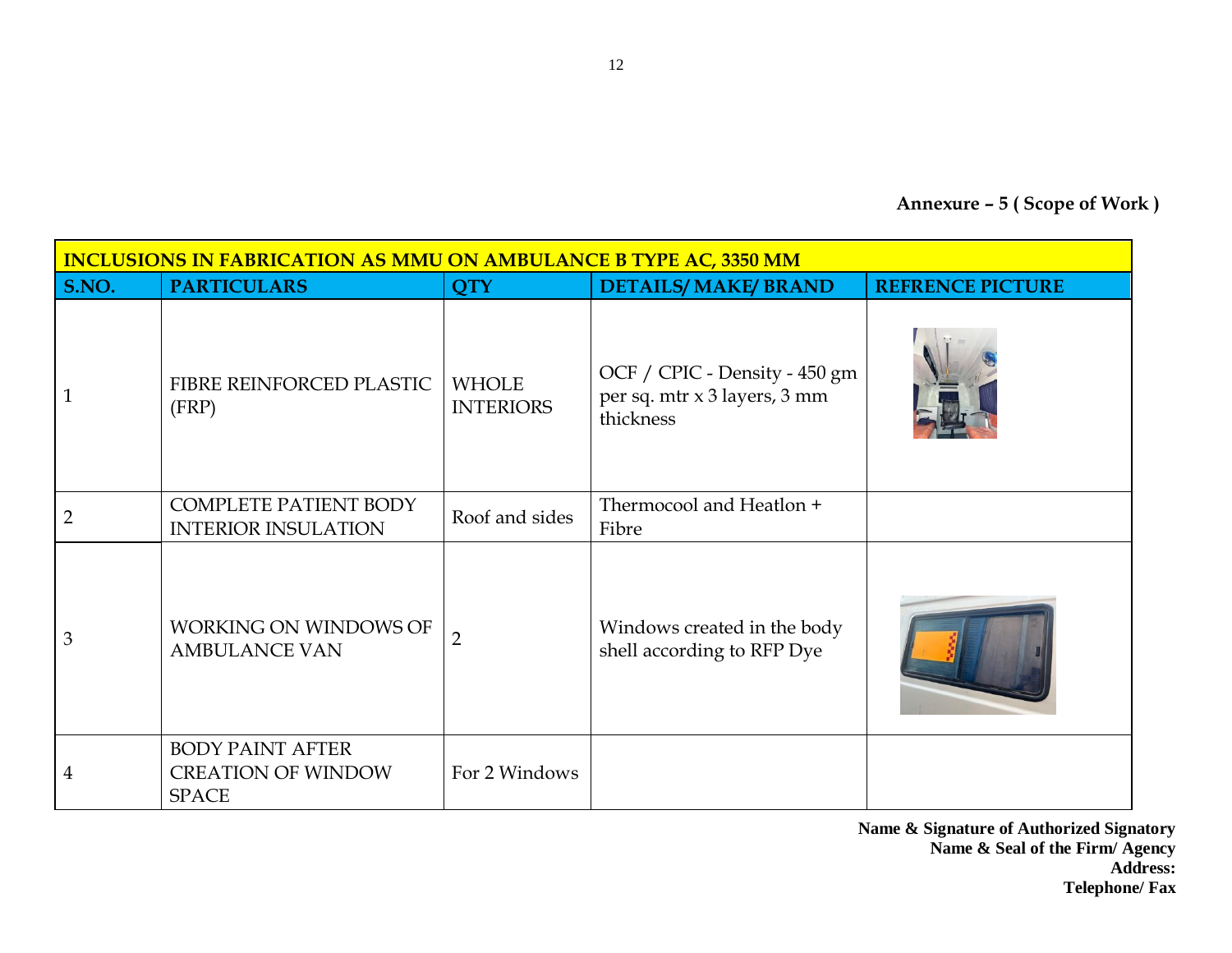**Annexure – 5 ( Scope of Work )**

| INCLUSIONS IN FABRICATION AS MMU ON AMBULANCE B TYPE AC, 3350 MM | | | | |
|---|---|---|---|---|
| **S.NO.** | **PARTICULARS** | **QTY** | **DETAILS/ MAKE/ BRAND** | **REFRENCE PICTURE** |
| 1 | FIBRE REINFORCED PLASTIC (FRP) | WHOLE INTERIORS | OCF / CPIC - Density - 450 gm per sq. mtr x 3 layers, 3 mm thickness | |
| 2 | COMPLETE PATIENT BODY INTERIOR INSULATION | Roof and sides | Thermocool and Heatlon + Fibre | |
| 3 | WORKING ON WINDOWS OF AMBULANCE VAN | 2 | Windows created in the body shell according to RFP Dye | |
| 4 | BODY PAINT AFTER CREATION OF WINDOW SPACE | For 2 Windows | | |

**Name & Signature of Authorized Signatory**
**Name & Seal of the Firm/ Agency**
**Address:**
**Telephone/ Fax**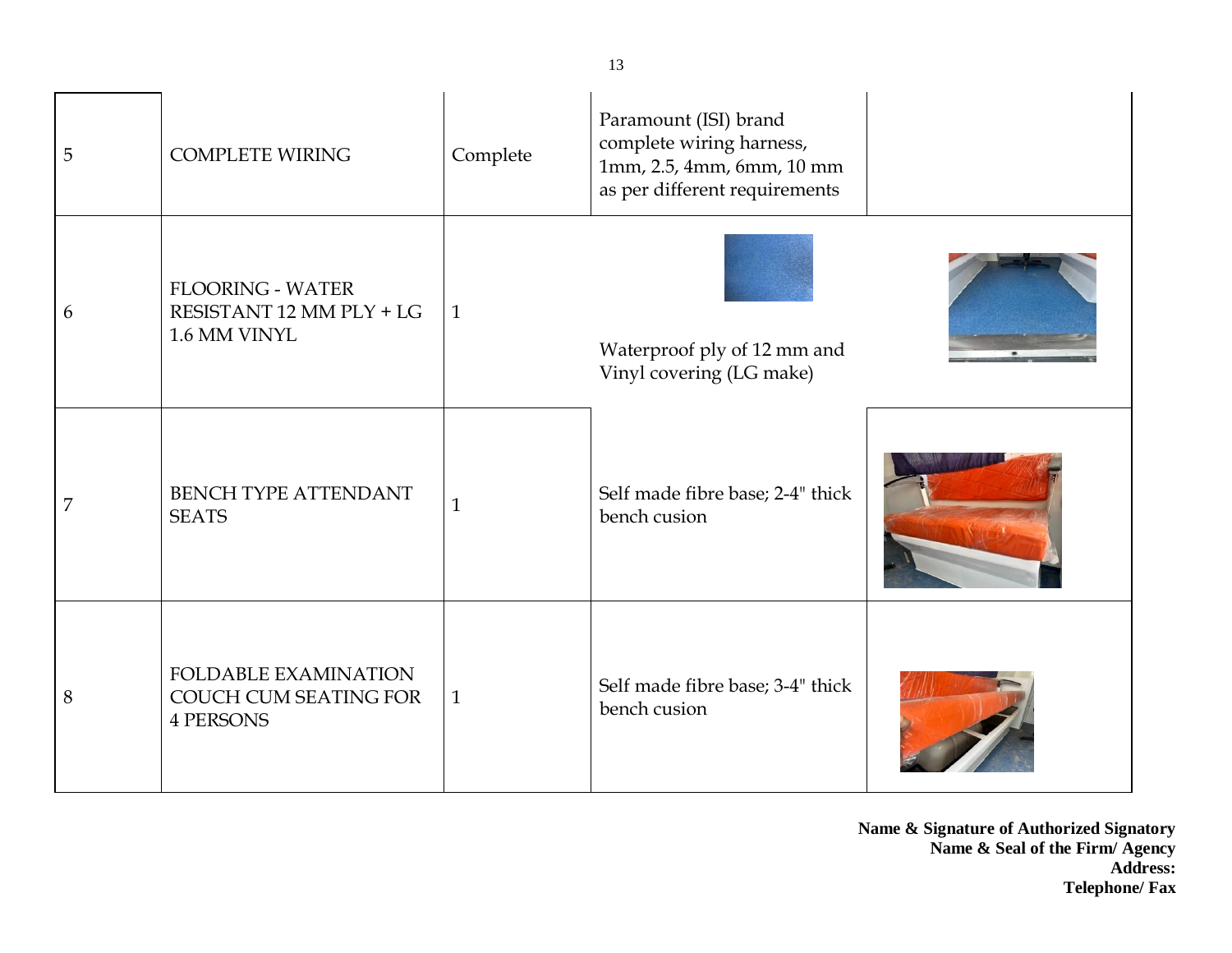| 5 | COMPLETE WIRING | Complete | Paramount (ISI) brand complete wiring harness, 1mm, 2.5, 4mm, 6mm, 10 mm as per different requirements | |
|---|---|---|---|---|
| 6 | FLOORING - WATER RESISTANT 12 MM PLY + LG 1.6 MM VINYL | 1 | Waterproof ply of 12 mm and Vinyl covering (LG make) | |
| 7 | BENCH TYPE ATTENDANT SEATS | 1 | Self made fibre base; 2-4" thick bench cusion | |
| 8 | FOLDABLE EXAMINATION COUCH CUM SEATING FOR 4 PERSONS | 1 | Self made fibre base; 3-4" thick bench cusion | |

**Name & Signature of Authorized Signatory**
**Name & Seal of the Firm/ Agency**
**Address:**
**Telephone/ Fax**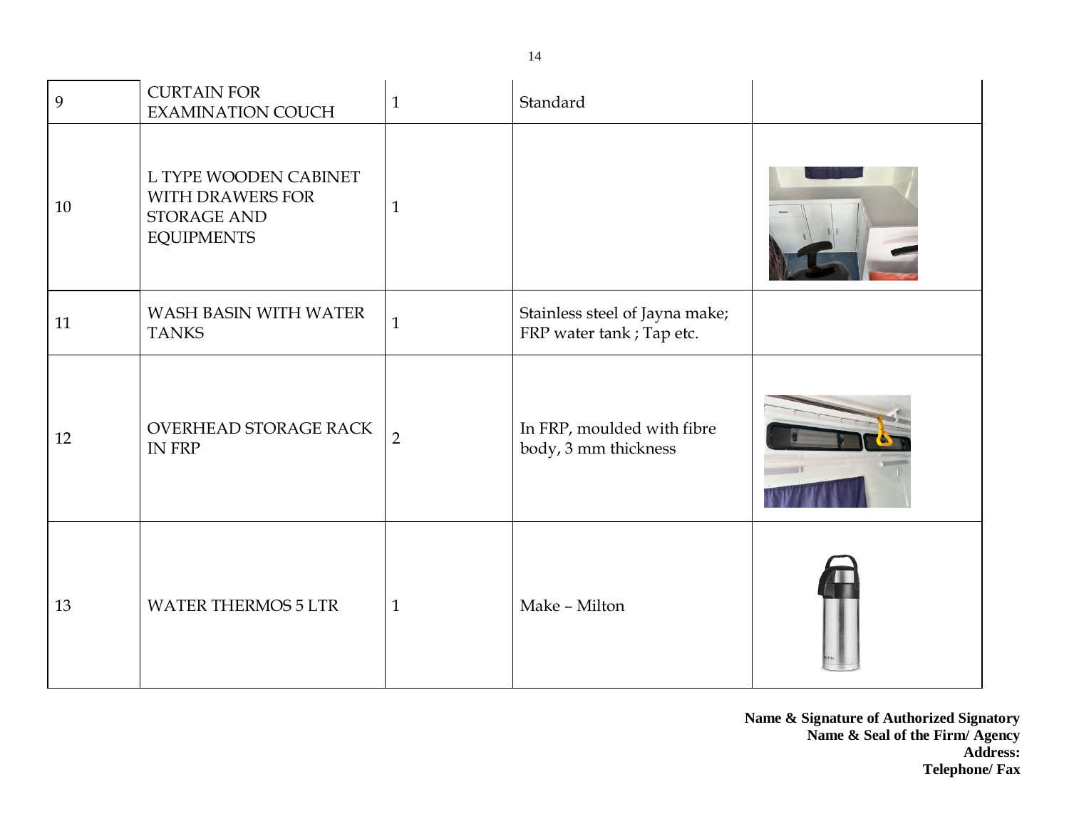| 9 | CURTAIN FOR EXAMINATION COUCH | 1 | Standard | |
|---|---|---|---|---|
| 10 | L TYPE WOODEN CABINET WITH DRAWERS FOR STORAGE AND EQUIPMENTS | 1 | | |
| 11 | WASH BASIN WITH WATER TANKS | 1 | Stainless steel of Jayna make; FRP water tank ; Tap etc. | |
| 12 | OVERHEAD STORAGE RACK IN FRP | 2 | In FRP, moulded with fibre body, 3 mm thickness | |
| 13 | WATER THERMOS 5 LTR | 1 | Make – Milton | |

**Name & Signature of Authorized Signatory**
**Name & Seal of the Firm/ Agency**
**Address:**
**Telephone/ Fax**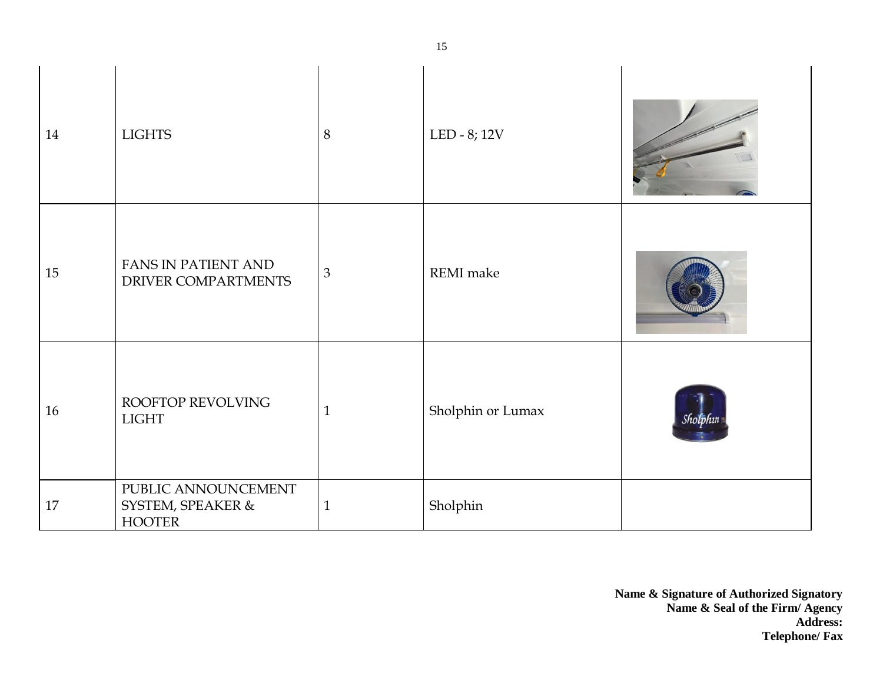| 14 | LIGHTS | 8 | LED - 8; 12V | |
|---|---|---|---|---|
| 15 | FANS IN PATIENT AND DRIVER COMPARTMENTS | 3 | REMI make | |
| 16 | ROOFTOP REVOLVING LIGHT | 1 | Sholphin or Lumax | |
| 17 | PUBLIC ANNOUNCEMENT SYSTEM, SPEAKER & HOOTER | 1 | Sholphin | |

**Name & Signature of Authorized Signatory**
**Name & Seal of the Firm/ Agency**
**Address:**
**Telephone/ Fax**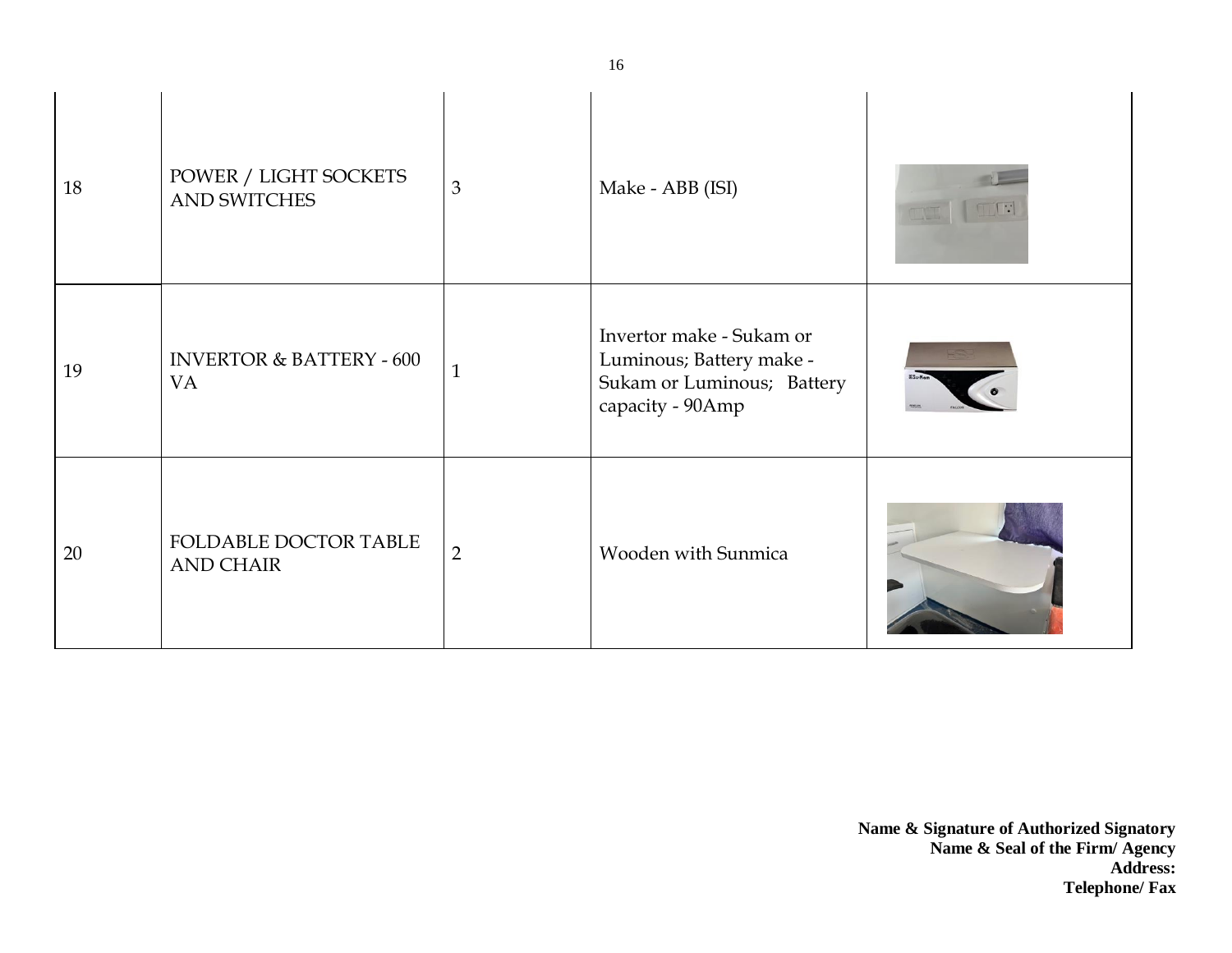| 18 | POWER / LIGHT SOCKETS AND SWITCHES | 3 | Make - ABB (ISI) | |
|---|---|---|---|---|
| 19 | INVERTOR & BATTERY - 600 VA | 1 | Invertor make - Sukam or Luminous; Battery make - Sukam or Luminous; Battery capacity - 90Amp | |
| 20 | FOLDABLE DOCTOR TABLE AND CHAIR | 2 | Wooden with Sunmica | |

**Name & Signature of Authorized Signatory**
**Name & Seal of the Firm/ Agency**
**Address:**
**Telephone/ Fax**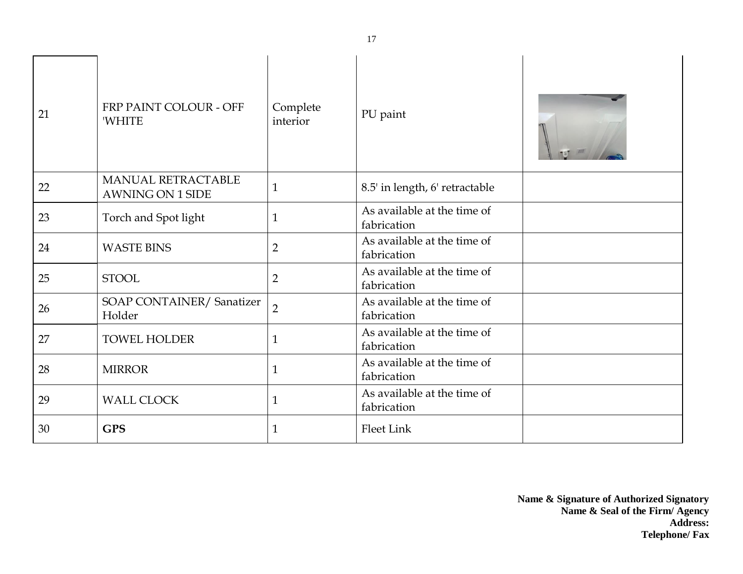| 21 | FRP PAINT COLOUR - OFF 'WHITE | Complete interior | PU paint | |
|---|---|---|---|---|
| 22 | MANUAL RETRACTABLE AWNING ON 1 SIDE | 1 | 8.5' in length, 6' retractable | |
| 23 | Torch and Spot light | 1 | As available at the time of fabrication | |
| 24 | WASTE BINS | 2 | As available at the time of fabrication | |
| 25 | STOOL | 2 | As available at the time of fabrication | |
| 26 | SOAP CONTAINER/ Sanatizer Holder | 2 | As available at the time of fabrication | |
| 27 | TOWEL HOLDER | 1 | As available at the time of fabrication | |
| 28 | MIRROR | 1 | As available at the time of fabrication | |
| 29 | WALL CLOCK | 1 | As available at the time of fabrication | |
| 30 | **GPS** | 1 | Fleet Link | |

**Name & Signature of Authorized Signatory**
**Name & Seal of the Firm/ Agency**
**Address:**
**Telephone/ Fax**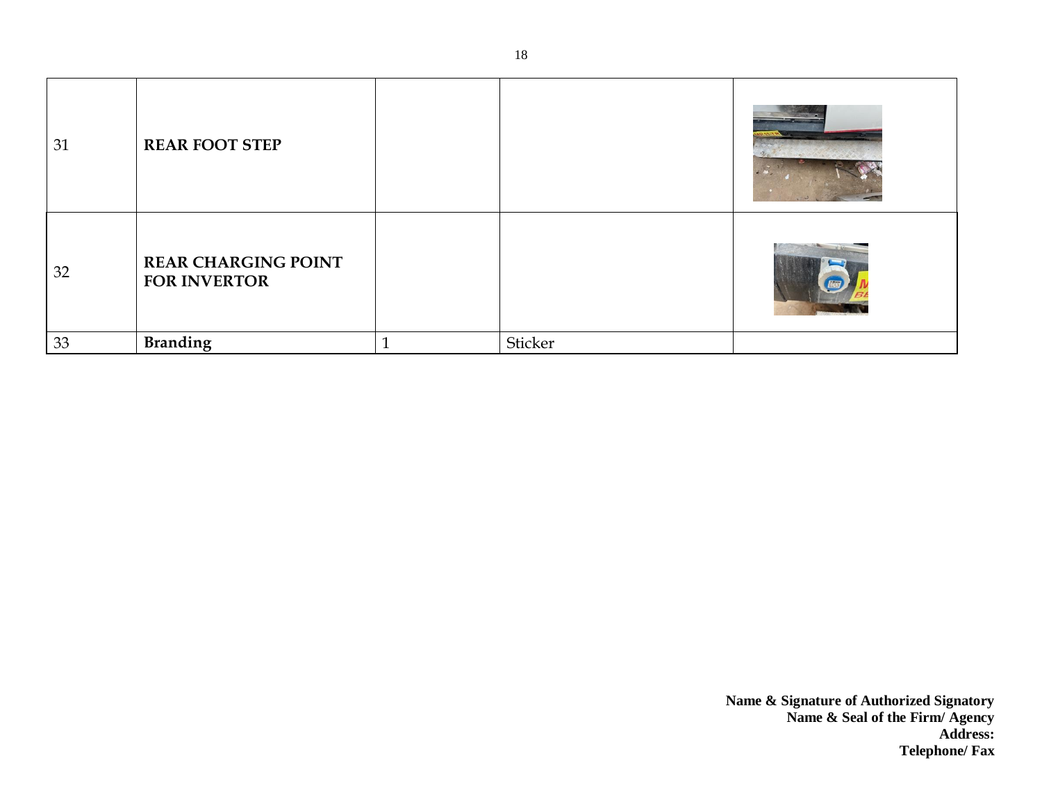| | | | | |
|---|---|---|---|---|
| 31 | **REAR FOOT STEP** | | | |
| 32 | **REAR CHARGING POINT FOR INVERTOR** | | | |
| 33 | **Branding** | 1 | Sticker | |

**Name & Signature of Authorized Signatory**
**Name & Seal of the Firm/ Agency**
**Address:**
**Telephone/ Fax**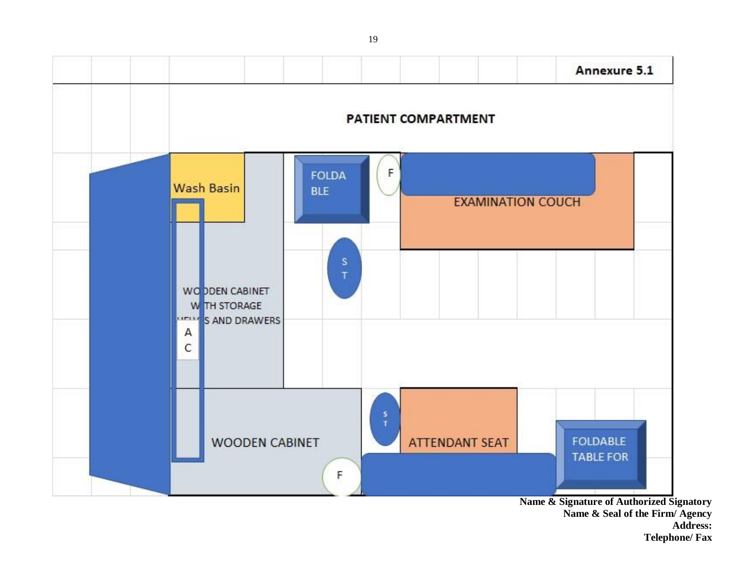Annexure 5.1

PATIENT COMPARTMENT

Wash Basin

FOLDABLE

F

EXAMINATION COUCH

S T

WOODEN CABINET WITH STORAGE SHELVES AND DRAWERS

A C

WOODEN CABINET

S T

ATTENDANT SEAT

FOLDABLE TABLE FOR

F

**Name & Signature of Authorized Signatory**
**Name & Seal of the Firm/ Agency**
**Address:**
**Telephone/ Fax**